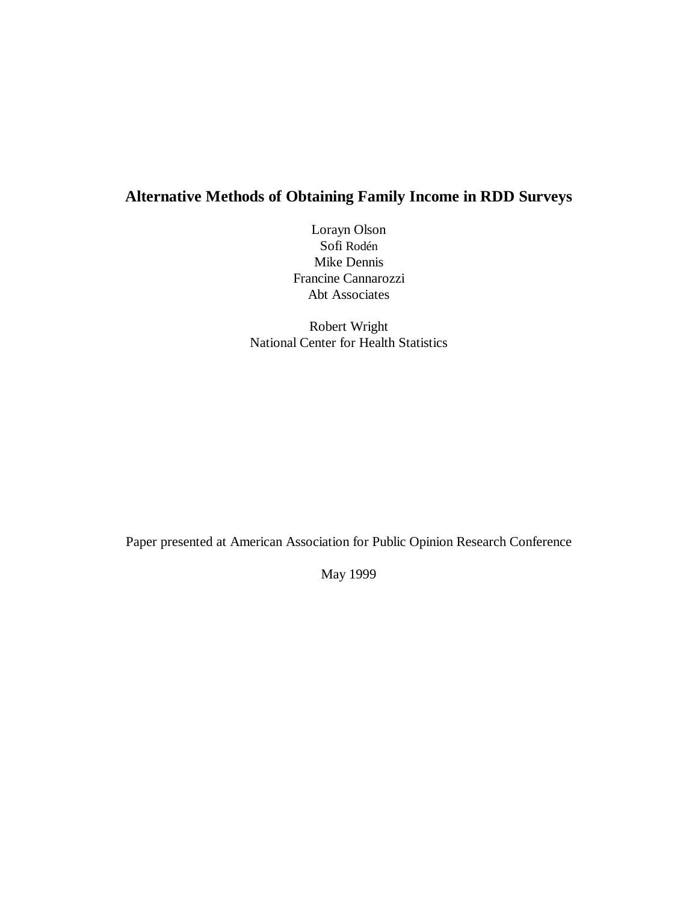# Alternative Methods of Obtaining Family Income in RDD Surveys

Lorayn Olson
Sofi Rodén
Mike Dennis
Francine Cannarozzi
Abt Associates

Robert Wright
National Center for Health Statistics

Paper presented at American Association for Public Opinion Research Conference

May 1999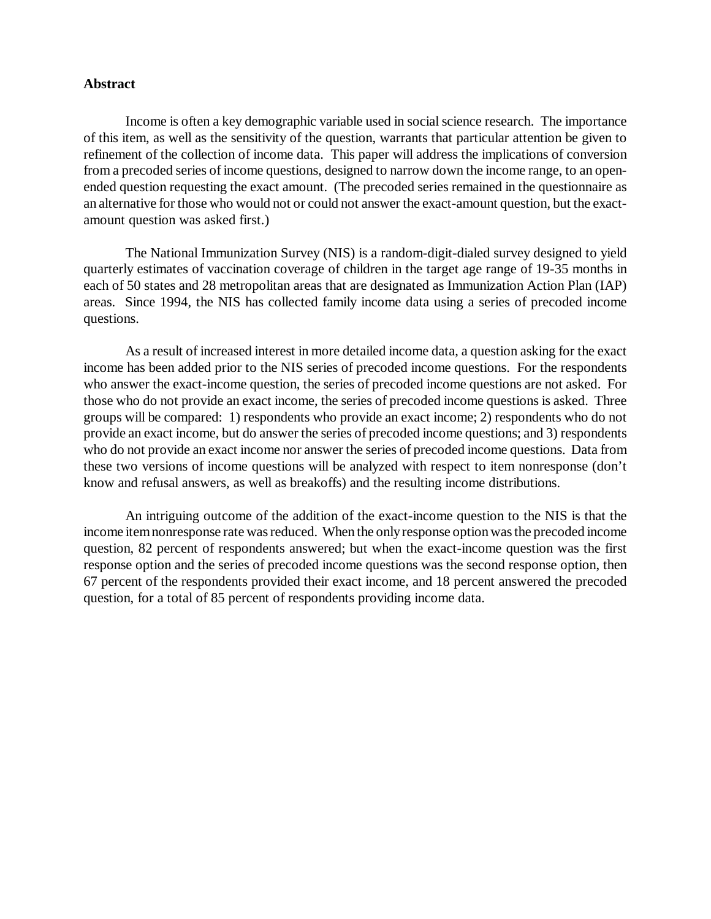**Abstract**

Income is often a key demographic variable used in social science research. The importance of this item, as well as the sensitivity of the question, warrants that particular attention be given to refinement of the collection of income data. This paper will address the implications of conversion from a precoded series of income questions, designed to narrow down the income range, to an open-ended question requesting the exact amount. (The precoded series remained in the questionnaire as an alternative for those who would not or could not answer the exact-amount question, but the exact-amount question was asked first.)

The National Immunization Survey (NIS) is a random-digit-dialed survey designed to yield quarterly estimates of vaccination coverage of children in the target age range of 19-35 months in each of 50 states and 28 metropolitan areas that are designated as Immunization Action Plan (IAP) areas. Since 1994, the NIS has collected family income data using a series of precoded income questions.

As a result of increased interest in more detailed income data, a question asking for the exact income has been added prior to the NIS series of precoded income questions. For the respondents who answer the exact-income question, the series of precoded income questions are not asked. For those who do not provide an exact income, the series of precoded income questions is asked. Three groups will be compared: 1) respondents who provide an exact income; 2) respondents who do not provide an exact income, but do answer the series of precoded income questions; and 3) respondents who do not provide an exact income nor answer the series of precoded income questions. Data from these two versions of income questions will be analyzed with respect to item nonresponse (don't know and refusal answers, as well as breakoffs) and the resulting income distributions.

An intriguing outcome of the addition of the exact-income question to the NIS is that the income item nonresponse rate was reduced. When the only response option was the precoded income question, 82 percent of respondents answered; but when the exact-income question was the first response option and the series of precoded income questions was the second response option, then 67 percent of the respondents provided their exact income, and 18 percent answered the precoded question, for a total of 85 percent of respondents providing income data.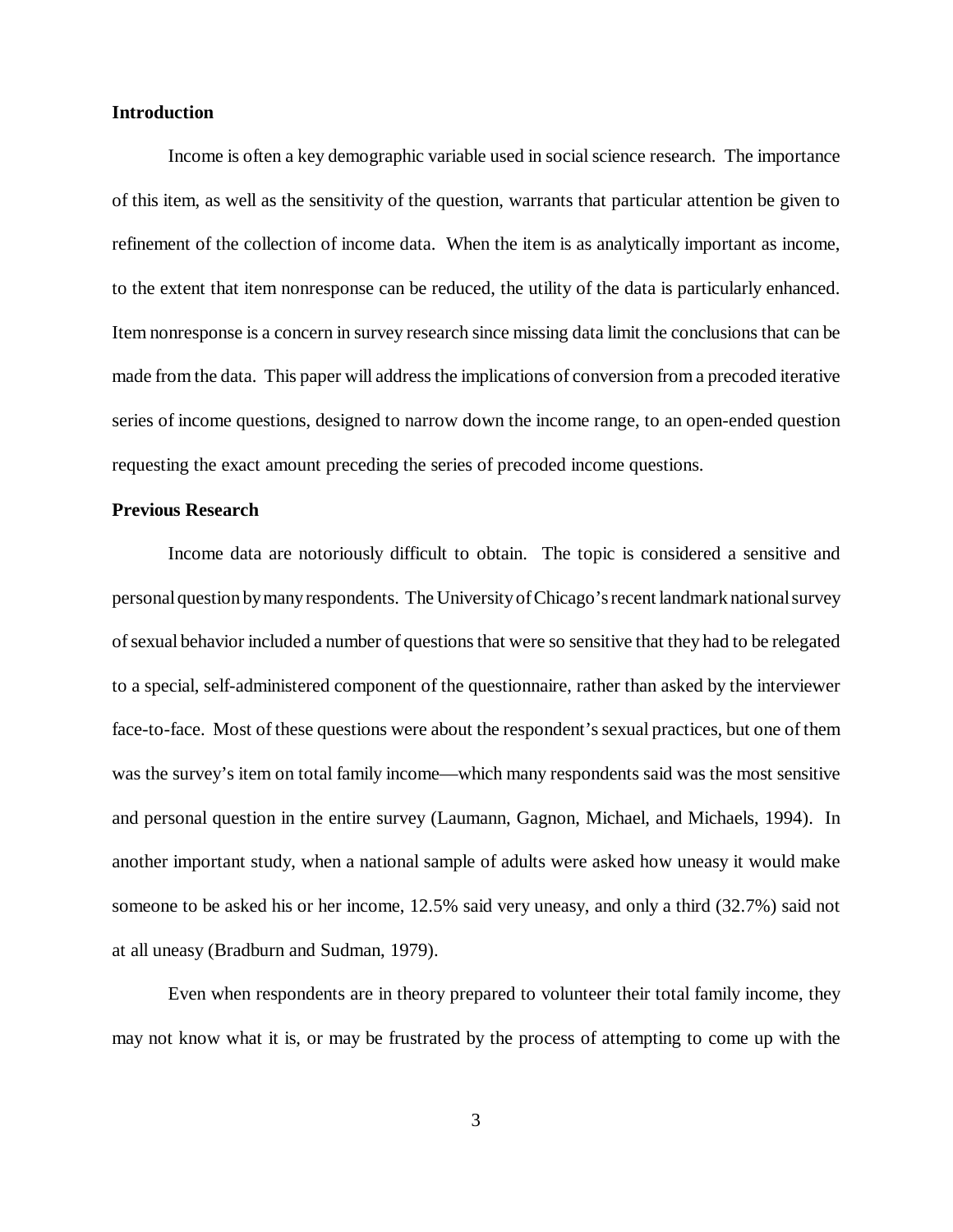## Introduction

Income is often a key demographic variable used in social science research. The importance of this item, as well as the sensitivity of the question, warrants that particular attention be given to refinement of the collection of income data. When the item is as analytically important as income, to the extent that item nonresponse can be reduced, the utility of the data is particularly enhanced. Item nonresponse is a concern in survey research since missing data limit the conclusions that can be made from the data. This paper will address the implications of conversion from a precoded iterative series of income questions, designed to narrow down the income range, to an open-ended question requesting the exact amount preceding the series of precoded income questions.

## Previous Research

Income data are notoriously difficult to obtain. The topic is considered a sensitive and personal question by many respondents. The University of Chicago's recent landmark national survey of sexual behavior included a number of questions that were so sensitive that they had to be relegated to a special, self-administered component of the questionnaire, rather than asked by the interviewer face-to-face. Most of these questions were about the respondent's sexual practices, but one of them was the survey's item on total family income—which many respondents said was the most sensitive and personal question in the entire survey (Laumann, Gagnon, Michael, and Michaels, 1994). In another important study, when a national sample of adults were asked how uneasy it would make someone to be asked his or her income, 12.5% said very uneasy, and only a third (32.7%) said not at all uneasy (Bradburn and Sudman, 1979).

Even when respondents are in theory prepared to volunteer their total family income, they may not know what it is, or may be frustrated by the process of attempting to come up with the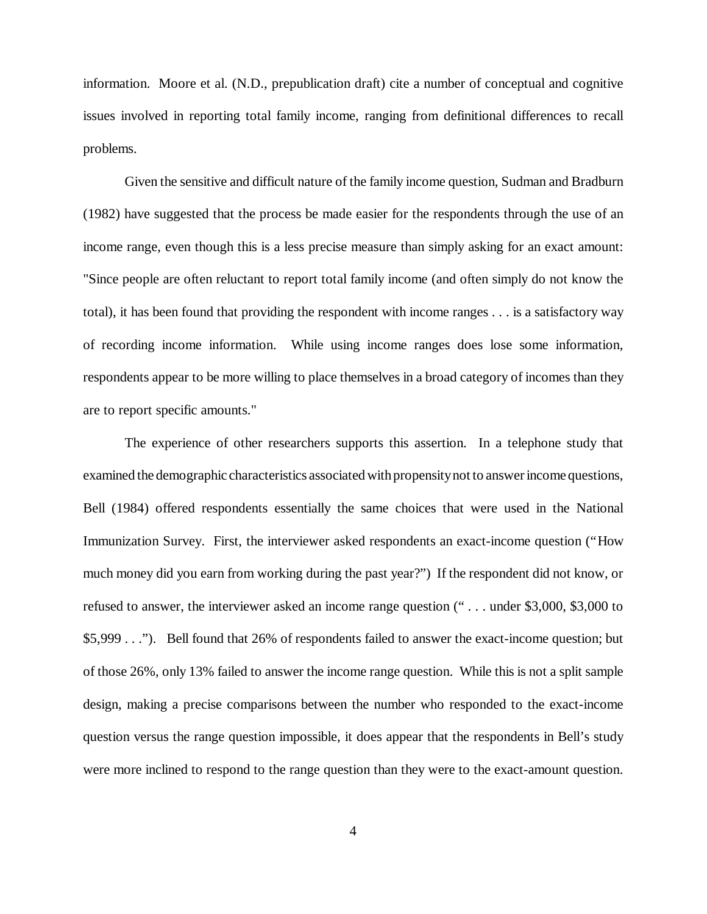information. Moore et al. (N.D., prepublication draft) cite a number of conceptual and cognitive issues involved in reporting total family income, ranging from definitional differences to recall problems.

Given the sensitive and difficult nature of the family income question, Sudman and Bradburn (1982) have suggested that the process be made easier for the respondents through the use of an income range, even though this is a less precise measure than simply asking for an exact amount: "Since people are often reluctant to report total family income (and often simply do not know the total), it has been found that providing the respondent with income ranges . . . is a satisfactory way of recording income information. While using income ranges does lose some information, respondents appear to be more willing to place themselves in a broad category of incomes than they are to report specific amounts."

The experience of other researchers supports this assertion. In a telephone study that examined the demographic characteristics associated with propensity not to answer income questions, Bell (1984) offered respondents essentially the same choices that were used in the National Immunization Survey. First, the interviewer asked respondents an exact-income question ("How much money did you earn from working during the past year?") If the respondent did not know, or refused to answer, the interviewer asked an income range question (" . . . under $3,000, $3,000 to $5,999 . . ."). Bell found that 26% of respondents failed to answer the exact-income question; but of those 26%, only 13% failed to answer the income range question. While this is not a split sample design, making a precise comparisons between the number who responded to the exact-income question versus the range question impossible, it does appear that the respondents in Bell's study were more inclined to respond to the range question than they were to the exact-amount question.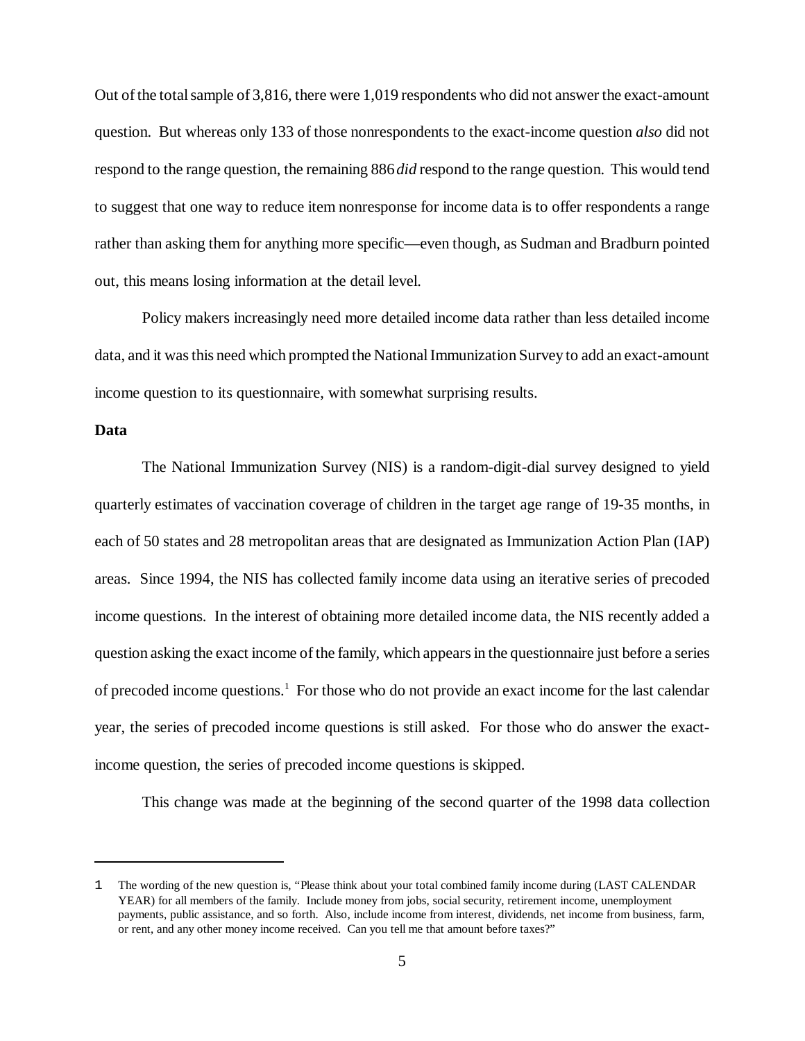Out of the total sample of 3,816, there were 1,019 respondents who did not answer the exact-amount question. But whereas only 133 of those nonrespondents to the exact-income question *also* did not respond to the range question, the remaining 886 *did* respond to the range question. This would tend to suggest that one way to reduce item nonresponse for income data is to offer respondents a range rather than asking them for anything more specific—even though, as Sudman and Bradburn pointed out, this means losing information at the detail level.

Policy makers increasingly need more detailed income data rather than less detailed income data, and it was this need which prompted the National Immunization Survey to add an exact-amount income question to its questionnaire, with somewhat surprising results.

**Data**

The National Immunization Survey (NIS) is a random-digit-dial survey designed to yield quarterly estimates of vaccination coverage of children in the target age range of 19-35 months, in each of 50 states and 28 metropolitan areas that are designated as Immunization Action Plan (IAP) areas. Since 1994, the NIS has collected family income data using an iterative series of precoded income questions. In the interest of obtaining more detailed income data, the NIS recently added a question asking the exact income of the family, which appears in the questionnaire just before a series of precoded income questions.[1] For those who do not provide an exact income for the last calendar year, the series of precoded income questions is still asked. For those who do answer the exact-income question, the series of precoded income questions is skipped.

This change was made at the beginning of the second quarter of the 1998 data collection

---

1 The wording of the new question is, "Please think about your total combined family income during (LAST CALENDAR YEAR) for all members of the family. Include money from jobs, social security, retirement income, unemployment payments, public assistance, and so forth. Also, include income from interest, dividends, net income from business, farm, or rent, and any other money income received. Can you tell me that amount before taxes?"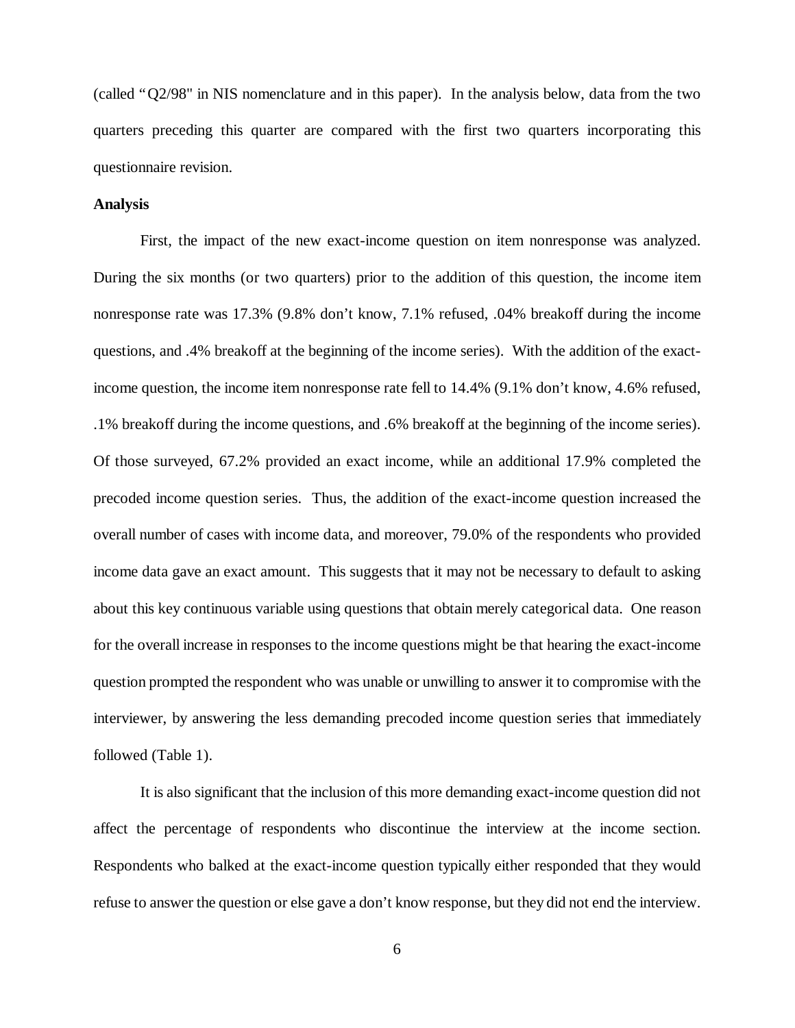(called "Q2/98" in NIS nomenclature and in this paper). In the analysis below, data from the two quarters preceding this quarter are compared with the first two quarters incorporating this questionnaire revision.

**Analysis**

First, the impact of the new exact-income question on item nonresponse was analyzed. During the six months (or two quarters) prior to the addition of this question, the income item nonresponse rate was 17.3% (9.8% don't know, 7.1% refused, .04% breakoff during the income questions, and .4% breakoff at the beginning of the income series). With the addition of the exact-income question, the income item nonresponse rate fell to 14.4% (9.1% don't know, 4.6% refused, .1% breakoff during the income questions, and .6% breakoff at the beginning of the income series). Of those surveyed, 67.2% provided an exact income, while an additional 17.9% completed the precoded income question series. Thus, the addition of the exact-income question increased the overall number of cases with income data, and moreover, 79.0% of the respondents who provided income data gave an exact amount. This suggests that it may not be necessary to default to asking about this key continuous variable using questions that obtain merely categorical data. One reason for the overall increase in responses to the income questions might be that hearing the exact-income question prompted the respondent who was unable or unwilling to answer it to compromise with the interviewer, by answering the less demanding precoded income question series that immediately followed (Table 1).

It is also significant that the inclusion of this more demanding exact-income question did not affect the percentage of respondents who discontinue the interview at the income section. Respondents who balked at the exact-income question typically either responded that they would refuse to answer the question or else gave a don't know response, but they did not end the interview.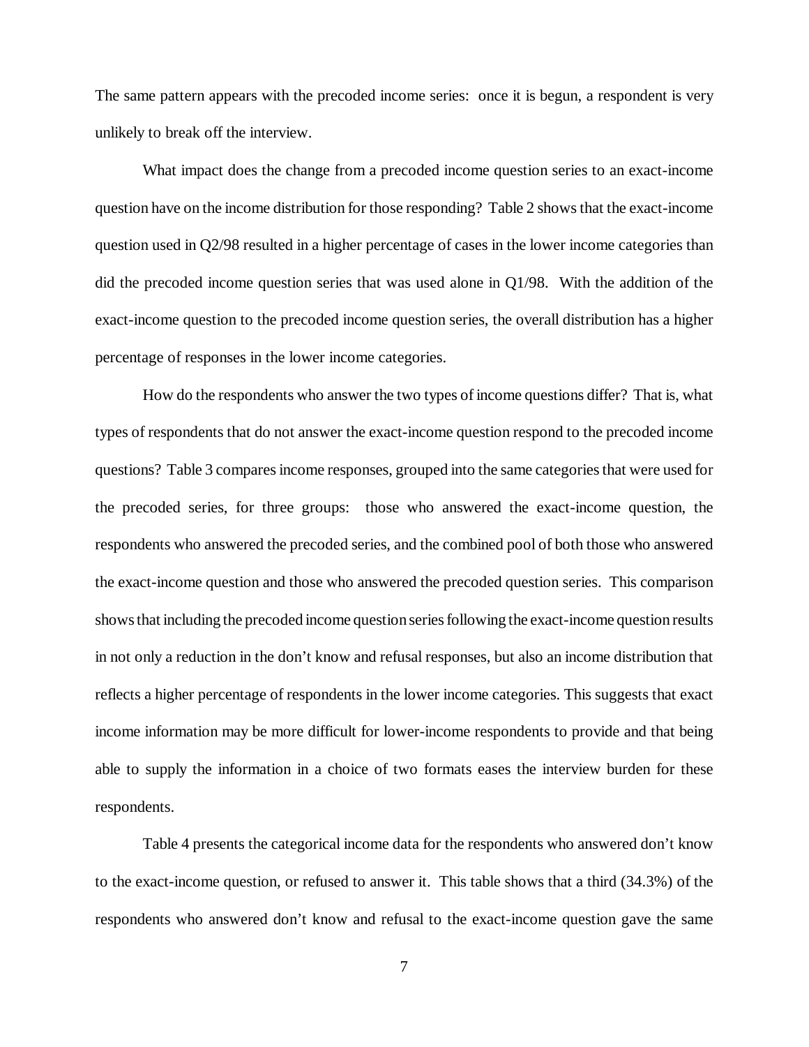The same pattern appears with the precoded income series: once it is begun, a respondent is very unlikely to break off the interview.

What impact does the change from a precoded income question series to an exact-income question have on the income distribution for those responding? Table 2 shows that the exact-income question used in Q2/98 resulted in a higher percentage of cases in the lower income categories than did the precoded income question series that was used alone in Q1/98. With the addition of the exact-income question to the precoded income question series, the overall distribution has a higher percentage of responses in the lower income categories.

How do the respondents who answer the two types of income questions differ? That is, what types of respondents that do not answer the exact-income question respond to the precoded income questions? Table 3 compares income responses, grouped into the same categories that were used for the precoded series, for three groups: those who answered the exact-income question, the respondents who answered the precoded series, and the combined pool of both those who answered the exact-income question and those who answered the precoded question series. This comparison shows that including the precoded income question series following the exact-income question results in not only a reduction in the don't know and refusal responses, but also an income distribution that reflects a higher percentage of respondents in the lower income categories. This suggests that exact income information may be more difficult for lower-income respondents to provide and that being able to supply the information in a choice of two formats eases the interview burden for these respondents.

Table 4 presents the categorical income data for the respondents who answered don't know to the exact-income question, or refused to answer it. This table shows that a third (34.3%) of the respondents who answered don't know and refusal to the exact-income question gave the same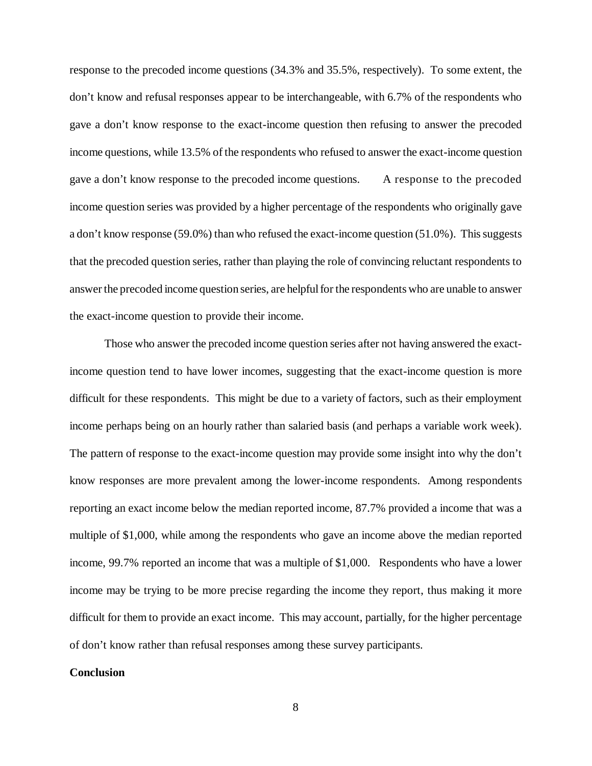response to the precoded income questions (34.3% and 35.5%, respectively). To some extent, the don't know and refusal responses appear to be interchangeable, with 6.7% of the respondents who gave a don't know response to the exact-income question then refusing to answer the precoded income questions, while 13.5% of the respondents who refused to answer the exact-income question gave a don't know response to the precoded income questions. A response to the precoded income question series was provided by a higher percentage of the respondents who originally gave a don't know response (59.0%) than who refused the exact-income question (51.0%). This suggests that the precoded question series, rather than playing the role of convincing reluctant respondents to answer the precoded income question series, are helpful for the respondents who are unable to answer the exact-income question to provide their income.

Those who answer the precoded income question series after not having answered the exact-income question tend to have lower incomes, suggesting that the exact-income question is more difficult for these respondents. This might be due to a variety of factors, such as their employment income perhaps being on an hourly rather than salaried basis (and perhaps a variable work week). The pattern of response to the exact-income question may provide some insight into why the don't know responses are more prevalent among the lower-income respondents. Among respondents reporting an exact income below the median reported income, 87.7% provided a income that was a multiple of $1,000, while among the respondents who gave an income above the median reported income, 99.7% reported an income that was a multiple of $1,000. Respondents who have a lower income may be trying to be more precise regarding the income they report, thus making it more difficult for them to provide an exact income. This may account, partially, for the higher percentage of don't know rather than refusal responses among these survey participants.

**Conclusion**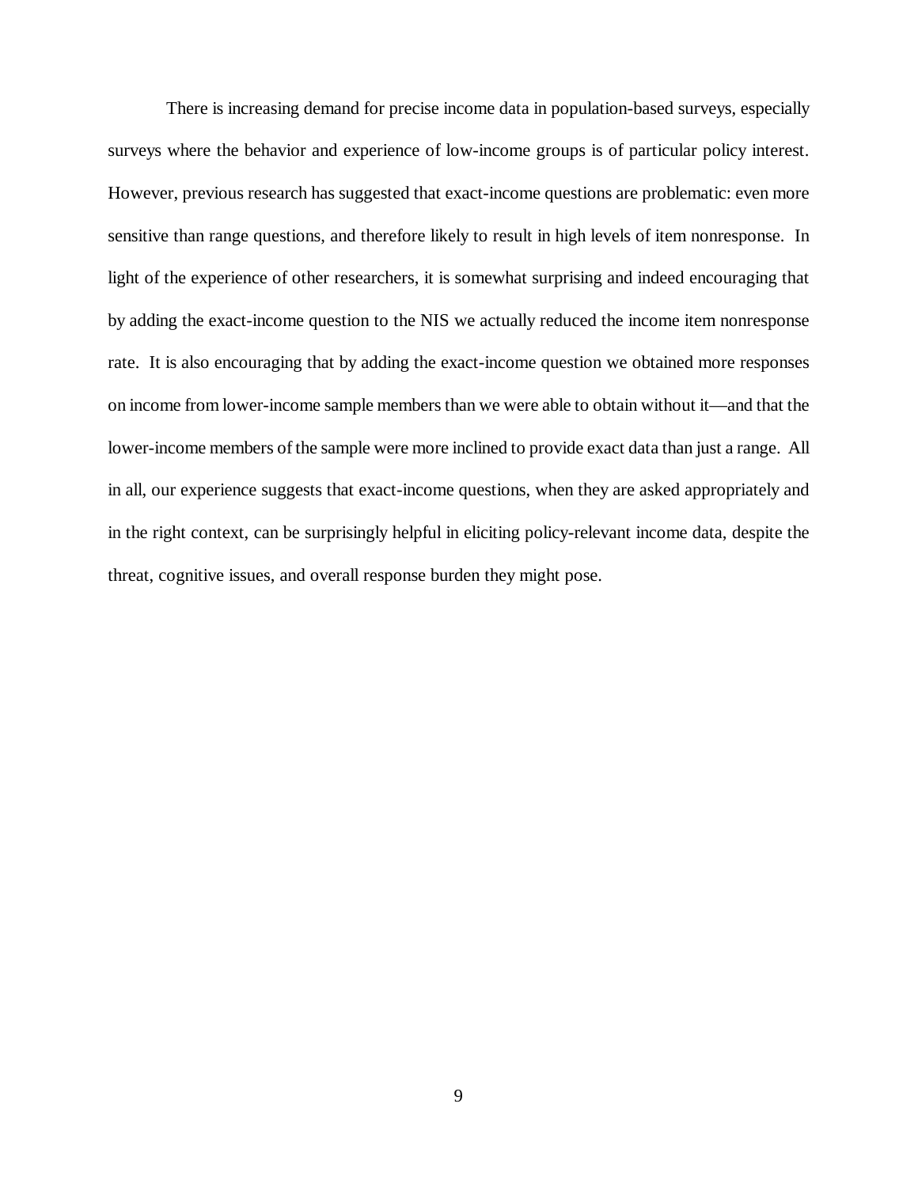There is increasing demand for precise income data in population-based surveys, especially surveys where the behavior and experience of low-income groups is of particular policy interest. However, previous research has suggested that exact-income questions are problematic: even more sensitive than range questions, and therefore likely to result in high levels of item nonresponse. In light of the experience of other researchers, it is somewhat surprising and indeed encouraging that by adding the exact-income question to the NIS we actually reduced the income item nonresponse rate. It is also encouraging that by adding the exact-income question we obtained more responses on income from lower-income sample members than we were able to obtain without it—and that the lower-income members of the sample were more inclined to provide exact data than just a range. All in all, our experience suggests that exact-income questions, when they are asked appropriately and in the right context, can be surprisingly helpful in eliciting policy-relevant income data, despite the threat, cognitive issues, and overall response burden they might pose.